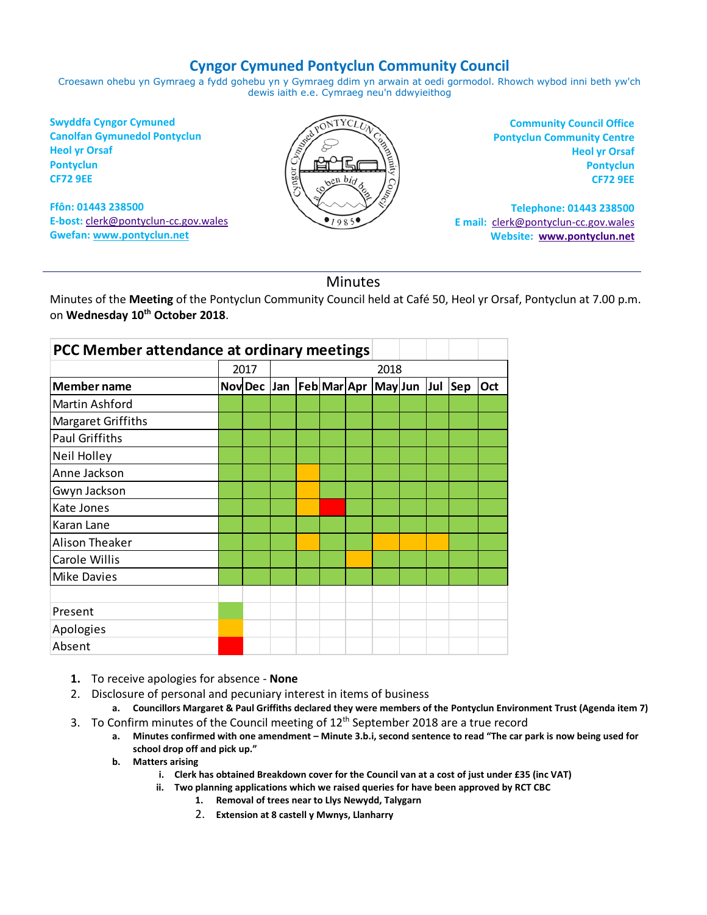# Cyngor Cymuned Pontyclun Community Council

Croesawn ohebu yn Gymraeg a fydd gohebu yn y Gymraeg ddim yn arwain at oedi gormodol. Rhowch wybod inni beth yw'ch dewis iaith e.e. Cymraeg neu'n ddwyieithog

**Swyddfa Cyngor Cymuned**
**Canolfan Gymunedol Pontyclun**
**Heol yr Orsaf**
**Pontyclun**
**CF72 9EE**

**Ffôn: 01443 238500**
**E-bost:** clerk@pontyclun-cc.gov.wales
**Gwefan:** www.pontyclun.net

**Community Council Office**
**Pontyclun Community Centre**
**Heol yr Orsaf**
**Pontyclun**
**CF72 9EE**

**Telephone: 01443 238500**
**E mail:** clerk@pontyclun-cc.gov.wales
**Website:** www.pontyclun.net

---

## Minutes

Minutes of the **Meeting** of the Pontyclun Community Council held at Café 50, Heol yr Orsaf, Pontyclun at 7.00 p.m. on **Wednesday 10th October 2018**.

**PCC Member attendance at ordinary meetings**

| | 2017 | | 2018 | | | | | | | | |
|---|---|---|---|---|---|---|---|---|---|---|---|
| **Member name** | **Nov** | **Dec** | **Jan** | **Feb** | **Mar** | **Apr** | **May** | **Jun** | **Jul** | **Sep** | **Oct** |
| Martin Ashford | Present | Present | Present | Present | Present | Present | Present | Present | Present | Present | Present |
| Margaret Griffiths | Present | Present | Present | Present | Present | Present | Present | Present | Present | Present | Present |
| Paul Griffiths | Present | Present | Present | Present | Present | Present | Present | Present | Present | Present | Present |
| Neil Holley | Present | Present | Present | Present | Present | Present | Present | Present | Present | Present | Present |
| Anne Jackson | Present | Present | Present | Apologies | Present | Present | Present | Present | Present | Present | Present |
| Gwyn Jackson | Present | Present | Present | Apologies | Present | Present | Present | Present | Present | Present | Present |
| Kate Jones | Present | Present | Present | Apologies | Absent | Present | Present | Present | Present | Present | Present |
| Karan Lane | Present | Present | Present | Present | Present | Present | Present | Present | Present | Present | Present |
| Alison Theaker | Present | Present | Present | Apologies | Present | Present | Apologies | Apologies | Apologies | Present | Present |
| Carole Willis | Present | Present | Present | Present | Present | Apologies | Present | Present | Present | Present | Present |
| Mike Davies | Present | Present | Present | Present | Present | Present | Present | Present | Present | Present | Present |

Key: Present (green); Apologies (amber); Absent (red)

1. To receive apologies for absence - **None**
2. Disclosure of personal and pecuniary interest in items of business
   a. **Councillors Margaret & Paul Griffiths declared they were members of the Pontyclun Environment Trust (Agenda item 7)**
3. To Confirm minutes of the Council meeting of 12th September 2018 are a true record
   a. **Minutes confirmed with one amendment – Minute 3.b.i, second sentence to read "The car park is now being used for school drop off and pick up."**
   b. **Matters arising**
      i. **Clerk has obtained Breakdown cover for the Council van at a cost of just under £35 (inc VAT)**
      ii. **Two planning applications which we raised queries for have been approved by RCT CBC**
         1. **Removal of trees near to Llys Newydd, Talygarn**
         2. **Extension at 8 castell y Mwnys, Llanharry**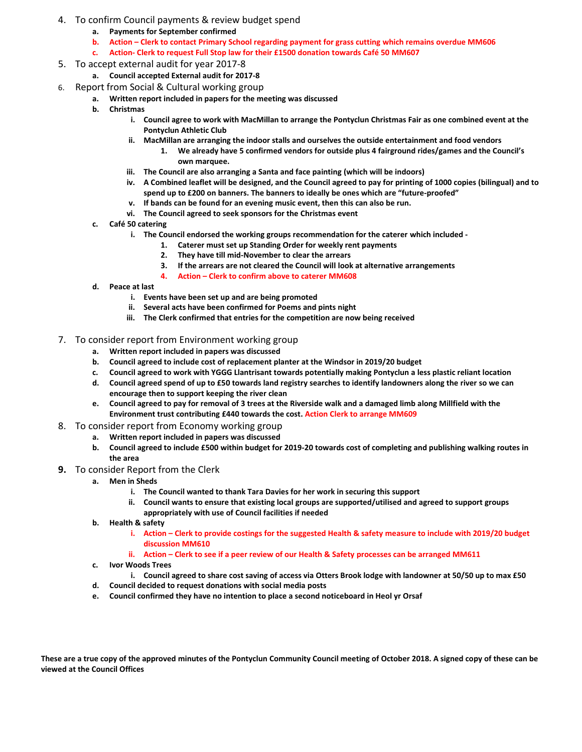4. To confirm Council payments & review budget spend
    a. **Payments for September confirmed**
    b. **Action – Clerk to contact Primary School regarding payment for grass cutting which remains overdue MM606**
    c. **Action- Clerk to request Full Stop law for their £1500 donation towards Café 50 MM607**
5. To accept external audit for year 2017-8
    a. **Council accepted External audit for 2017-8**
6. Report from Social & Cultural working group
    a. **Written report included in papers for the meeting was discussed**
    b. **Christmas**
        i. **Council agree to work with MacMillan to arrange the Pontyclun Christmas Fair as one combined event at the Pontyclun Athletic Club**
        ii. **MacMillan are arranging the indoor stalls and ourselves the outside entertainment and food vendors**
            1. **We already have 5 confirmed vendors for outside plus 4 fairground rides/games and the Council's own marquee.**
        iii. **The Council are also arranging a Santa and face painting (which will be indoors)**
        iv. **A Combined leaflet will be designed, and the Council agreed to pay for printing of 1000 copies (bilingual) and to spend up to £200 on banners. The banners to ideally be ones which are "future-proofed"**
        v. **If bands can be found for an evening music event, then this can also be run.**
        vi. **The Council agreed to seek sponsors for the Christmas event**
    c. **Café 50 catering**
        i. **The Council endorsed the working groups recommendation for the caterer which included -**
            1. **Caterer must set up Standing Order for weekly rent payments**
            2. **They have till mid-November to clear the arrears**
            3. **If the arrears are not cleared the Council will look at alternative arrangements**
            4. **Action – Clerk to confirm above to caterer MM608**
    d. **Peace at last**
        i. **Events have been set up and are being promoted**
        ii. **Several acts have been confirmed for Poems and pints night**
        iii. **The Clerk confirmed that entries for the competition are now being received**
7. To consider report from Environment working group
    a. **Written report included in papers was discussed**
    b. **Council agreed to include cost of replacement planter at the Windsor in 2019/20 budget**
    c. **Council agreed to work with YGGG Llantrisant towards potentially making Pontyclun a less plastic reliant location**
    d. **Council agreed spend of up to £50 towards land registry searches to identify landowners along the river so we can encourage then to support keeping the river clean**
    e. **Council agreed to pay for removal of 3 trees at the Riverside walk and a damaged limb along Millfield with the Environment trust contributing £440 towards the cost. Action Clerk to arrange MM609**
8. To consider report from Economy working group
    a. **Written report included in papers was discussed**
    b. **Council agreed to include £500 within budget for 2019-20 towards cost of completing and publishing walking routes in the area**
9. To consider Report from the Clerk
    a. **Men in Sheds**
        i. **The Council wanted to thank Tara Davies for her work in securing this support**
        ii. **Council wants to ensure that existing local groups are supported/utilised and agreed to support groups appropriately with use of Council facilities if needed**
    b. **Health & safety**
        i. **Action – Clerk to provide costings for the suggested Health & safety measure to include with 2019/20 budget discussion MM610**
        ii. **Action – Clerk to see if a peer review of our Health & Safety processes can be arranged MM611**
    c. **Ivor Woods Trees**
        i. **Council agreed to share cost saving of access via Otters Brook lodge with landowner at 50/50 up to max £50**
    d. **Council decided to request donations with social media posts**
    e. **Council confirmed they have no intention to place a second noticeboard in Heol yr Orsaf**

**These are a true copy of the approved minutes of the Pontyclun Community Council meeting of October 2018. A signed copy of these can be viewed at the Council Offices**